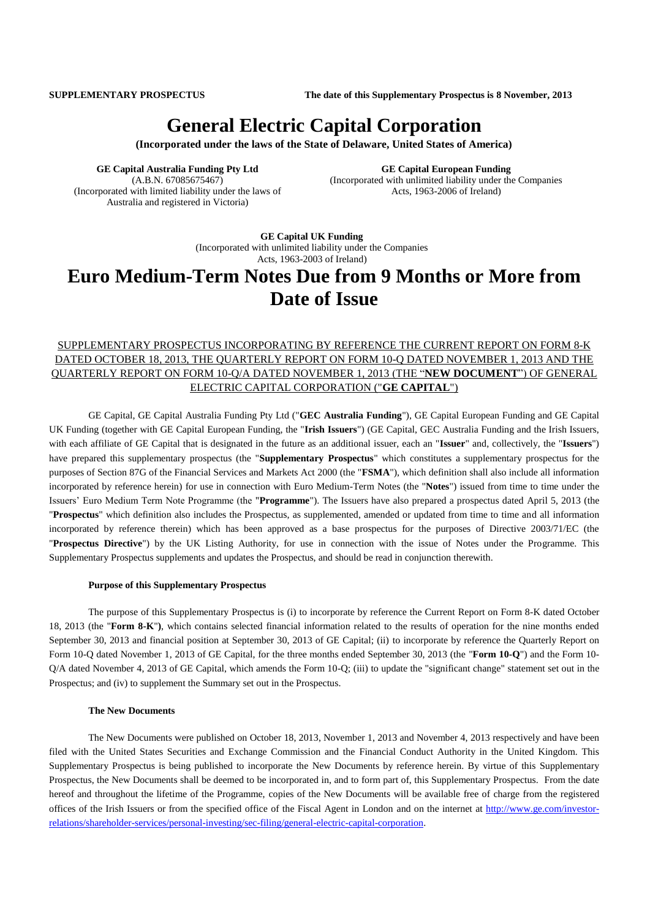**SUPPLEMENTARY PROSPECTUS** **The date of this Supplementary Prospectus is 8 November, 2013**

# General Electric Capital Corporation

**(Incorporated under the laws of the State of Delaware, United States of America)**

**GE Capital Australia Funding Pty Ltd**
(A.B.N. 67085675467)
(Incorporated with limited liability under the laws of Australia and registered in Victoria)

**GE Capital European Funding**
(Incorporated with unlimited liability under the Companies Acts, 1963-2006 of Ireland)

**GE Capital UK Funding**
(Incorporated with unlimited liability under the Companies Acts, 1963-2003 of Ireland)

# Euro Medium-Term Notes Due from 9 Months or More from Date of Issue

SUPPLEMENTARY PROSPECTUS INCORPORATING BY REFERENCE THE CURRENT REPORT ON FORM 8-K DATED OCTOBER 18, 2013, THE QUARTERLY REPORT ON FORM 10-Q DATED NOVEMBER 1, 2013 AND THE QUARTERLY REPORT ON FORM 10-Q/A DATED NOVEMBER 1, 2013 (THE "**NEW DOCUMENT**") OF GENERAL ELECTRIC CAPITAL CORPORATION ("**GE CAPITAL**")

GE Capital, GE Capital Australia Funding Pty Ltd ("**GEC Australia Funding**"), GE Capital European Funding and GE Capital UK Funding (together with GE Capital European Funding, the "**Irish Issuers**") (GE Capital, GEC Australia Funding and the Irish Issuers, with each affiliate of GE Capital that is designated in the future as an additional issuer, each an "**Issuer**" and, collectively, the "**Issuers**") have prepared this supplementary prospectus (the "**Supplementary Prospectus**" which constitutes a supplementary prospectus for the purposes of Section 87G of the Financial Services and Markets Act 2000 (the "**FSMA**"), which definition shall also include all information incorporated by reference herein) for use in connection with Euro Medium-Term Notes (the "**Notes**") issued from time to time under the Issuers' Euro Medium Term Note Programme (the "**Programme**"). The Issuers have also prepared a prospectus dated April 5, 2013 (the "**Prospectus**" which definition also includes the Prospectus, as supplemented, amended or updated from time to time and all information incorporated by reference therein) which has been approved as a base prospectus for the purposes of Directive 2003/71/EC (the "**Prospectus Directive**") by the UK Listing Authority, for use in connection with the issue of Notes under the Programme. This Supplementary Prospectus supplements and updates the Prospectus, and should be read in conjunction therewith.

**Purpose of this Supplementary Prospectus**

The purpose of this Supplementary Prospectus is (i) to incorporate by reference the Current Report on Form 8-K dated October 18, 2013 (the "**Form 8-K**"**)**, which contains selected financial information related to the results of operation for the nine months ended September 30, 2013 and financial position at September 30, 2013 of GE Capital; (ii) to incorporate by reference the Quarterly Report on Form 10-Q dated November 1, 2013 of GE Capital, for the three months ended September 30, 2013 (the "**Form 10-Q**") and the Form 10-Q/A dated November 4, 2013 of GE Capital, which amends the Form 10-Q; (iii) to update the "significant change" statement set out in the Prospectus; and (iv) to supplement the Summary set out in the Prospectus.

**The New Documents**

The New Documents were published on October 18, 2013, November 1, 2013 and November 4, 2013 respectively and have been filed with the United States Securities and Exchange Commission and the Financial Conduct Authority in the United Kingdom. This Supplementary Prospectus is being published to incorporate the New Documents by reference herein. By virtue of this Supplementary Prospectus, the New Documents shall be deemed to be incorporated in, and to form part of, this Supplementary Prospectus. From the date hereof and throughout the lifetime of the Programme, copies of the New Documents will be available free of charge from the registered offices of the Irish Issuers or from the specified office of the Fiscal Agent in London and on the internet at http://www.ge.com/investor-relations/shareholder-services/personal-investing/sec-filing/general-electric-capital-corporation.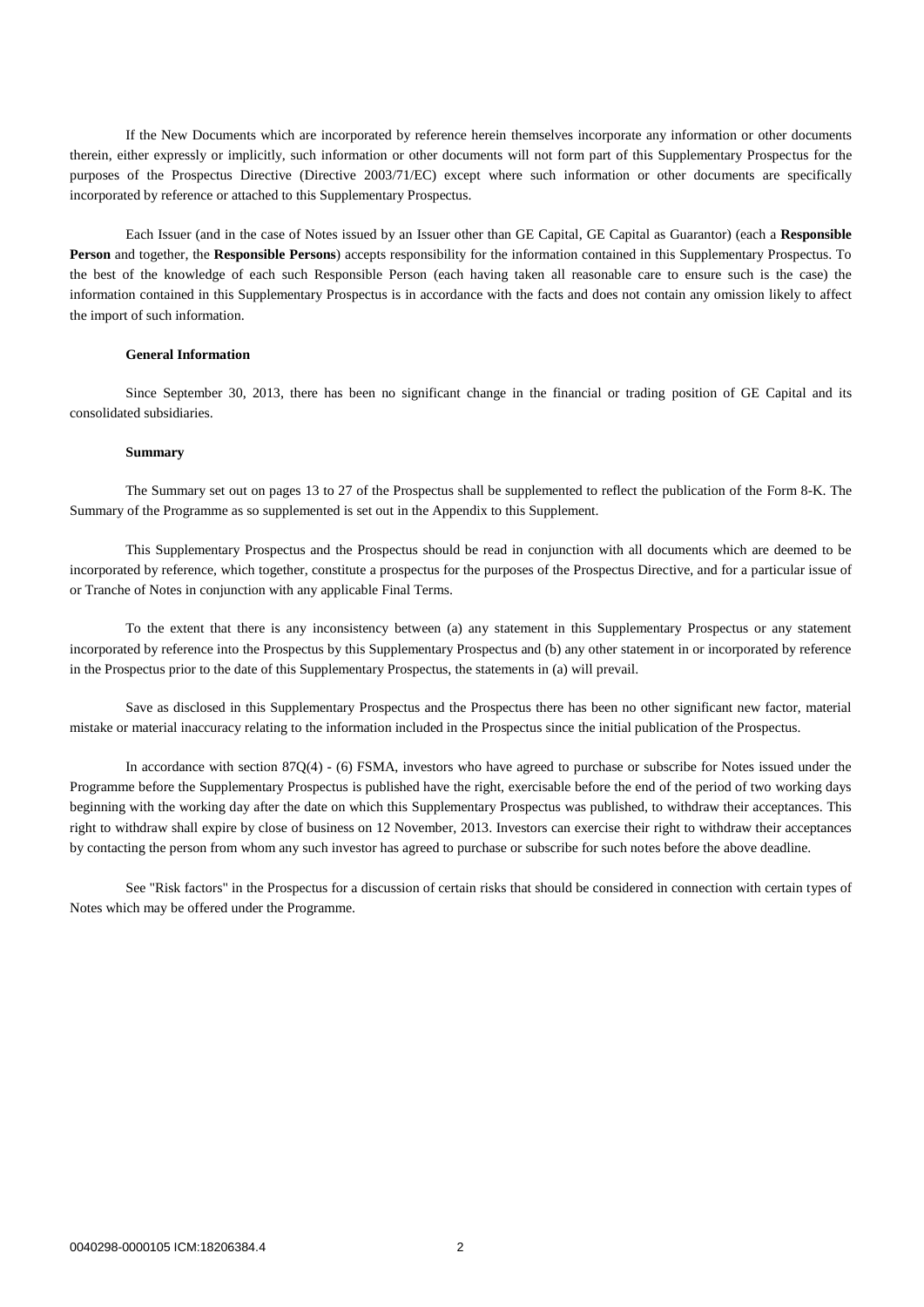If the New Documents which are incorporated by reference herein themselves incorporate any information or other documents therein, either expressly or implicitly, such information or other documents will not form part of this Supplementary Prospectus for the purposes of the Prospectus Directive (Directive 2003/71/EC) except where such information or other documents are specifically incorporated by reference or attached to this Supplementary Prospectus.

Each Issuer (and in the case of Notes issued by an Issuer other than GE Capital, GE Capital as Guarantor) (each a **Responsible Person** and together, the **Responsible Persons**) accepts responsibility for the information contained in this Supplementary Prospectus. To the best of the knowledge of each such Responsible Person (each having taken all reasonable care to ensure such is the case) the information contained in this Supplementary Prospectus is in accordance with the facts and does not contain any omission likely to affect the import of such information.

**General Information**

Since September 30, 2013, there has been no significant change in the financial or trading position of GE Capital and its consolidated subsidiaries.

**Summary**

The Summary set out on pages 13 to 27 of the Prospectus shall be supplemented to reflect the publication of the Form 8-K. The Summary of the Programme as so supplemented is set out in the Appendix to this Supplement.

This Supplementary Prospectus and the Prospectus should be read in conjunction with all documents which are deemed to be incorporated by reference, which together, constitute a prospectus for the purposes of the Prospectus Directive, and for a particular issue of or Tranche of Notes in conjunction with any applicable Final Terms.

To the extent that there is any inconsistency between (a) any statement in this Supplementary Prospectus or any statement incorporated by reference into the Prospectus by this Supplementary Prospectus and (b) any other statement in or incorporated by reference in the Prospectus prior to the date of this Supplementary Prospectus, the statements in (a) will prevail.

Save as disclosed in this Supplementary Prospectus and the Prospectus there has been no other significant new factor, material mistake or material inaccuracy relating to the information included in the Prospectus since the initial publication of the Prospectus.

In accordance with section 87Q(4) - (6) FSMA, investors who have agreed to purchase or subscribe for Notes issued under the Programme before the Supplementary Prospectus is published have the right, exercisable before the end of the period of two working days beginning with the working day after the date on which this Supplementary Prospectus was published, to withdraw their acceptances. This right to withdraw shall expire by close of business on 12 November, 2013. Investors can exercise their right to withdraw their acceptances by contacting the person from whom any such investor has agreed to purchase or subscribe for such notes before the above deadline.

See "Risk factors" in the Prospectus for a discussion of certain risks that should be considered in connection with certain types of Notes which may be offered under the Programme.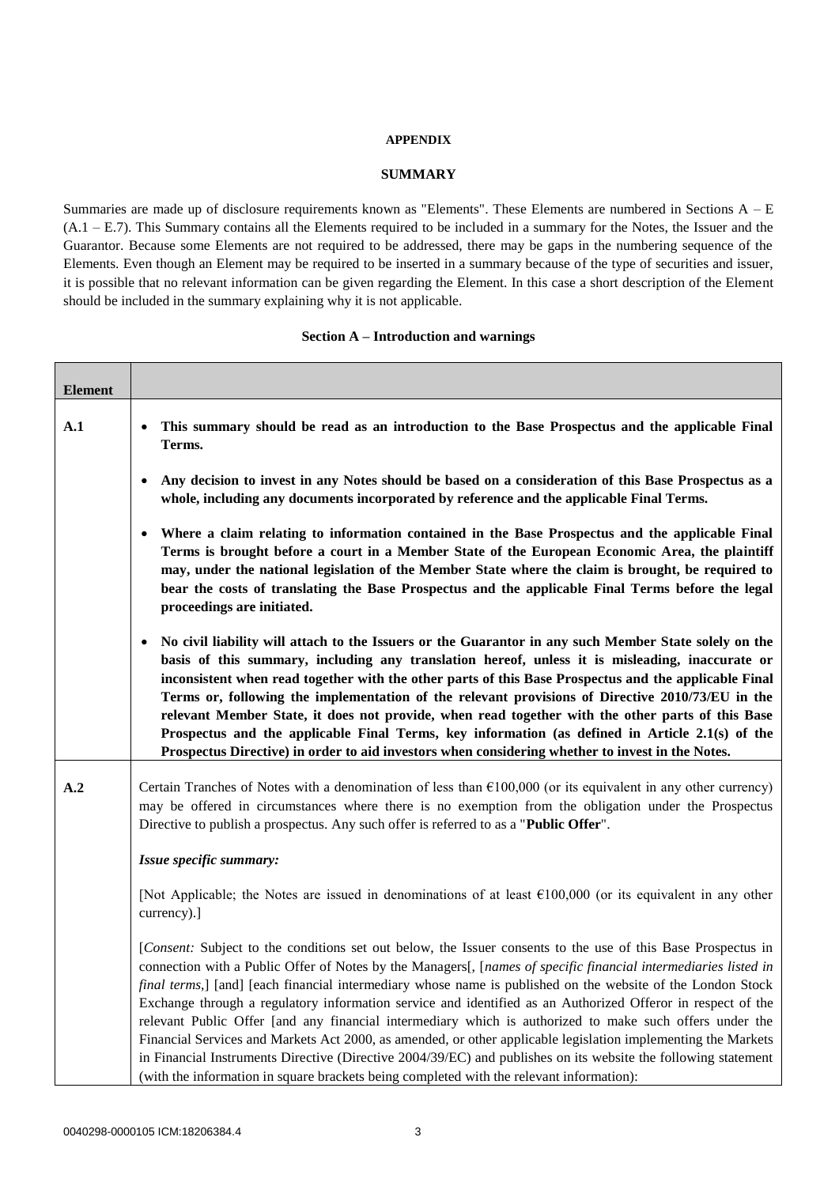**APPENDIX**

**SUMMARY**

Summaries are made up of disclosure requirements known as "Elements". These Elements are numbered in Sections A – E (A.1 – E.7). This Summary contains all the Elements required to be included in a summary for the Notes, the Issuer and the Guarantor. Because some Elements are not required to be addressed, there may be gaps in the numbering sequence of the Elements. Even though an Element may be required to be inserted in a summary because of the type of securities and issuer, it is possible that no relevant information can be given regarding the Element. In this case a short description of the Element should be included in the summary explaining why it is not applicable.

**Section A – Introduction and warnings**

| **Element** | |
|---|---|
| **A.1** | • **This summary should be read as an introduction to the Base Prospectus and the applicable Final Terms.**<br><br>• **Any decision to invest in any Notes should be based on a consideration of this Base Prospectus as a whole, including any documents incorporated by reference and the applicable Final Terms.**<br><br>• **Where a claim relating to information contained in the Base Prospectus and the applicable Final Terms is brought before a court in a Member State of the European Economic Area, the plaintiff may, under the national legislation of the Member State where the claim is brought, be required to bear the costs of translating the Base Prospectus and the applicable Final Terms before the legal proceedings are initiated.**<br><br>• **No civil liability will attach to the Issuers or the Guarantor in any such Member State solely on the basis of this summary, including any translation hereof, unless it is misleading, inaccurate or inconsistent when read together with the other parts of this Base Prospectus and the applicable Final Terms or, following the implementation of the relevant provisions of Directive 2010/73/EU in the relevant Member State, it does not provide, when read together with the other parts of this Base Prospectus and the applicable Final Terms, key information (as defined in Article 2.1(s) of the Prospectus Directive) in order to aid investors when considering whether to invest in the Notes.** |
| **A.2** | Certain Tranches of Notes with a denomination of less than €100,000 (or its equivalent in any other currency) may be offered in circumstances where there is no exemption from the obligation under the Prospectus Directive to publish a prospectus. Any such offer is referred to as a "**Public Offer**".<br><br>***Issue specific summary:***<br><br>[Not Applicable; the Notes are issued in denominations of at least €100,000 (or its equivalent in any other currency).]<br><br>[*Consent:* Subject to the conditions set out below, the Issuer consents to the use of this Base Prospectus in connection with a Public Offer of Notes by the Managers[, [*names of specific financial intermediaries listed in final terms*,] [and] [each financial intermediary whose name is published on the website of the London Stock Exchange through a regulatory information service and identified as an Authorized Offeror in respect of the relevant Public Offer [and any financial intermediary which is authorized to make such offers under the Financial Services and Markets Act 2000, as amended, or other applicable legislation implementing the Markets in Financial Instruments Directive (Directive 2004/39/EC) and publishes on its website the following statement (with the information in square brackets being completed with the relevant information): |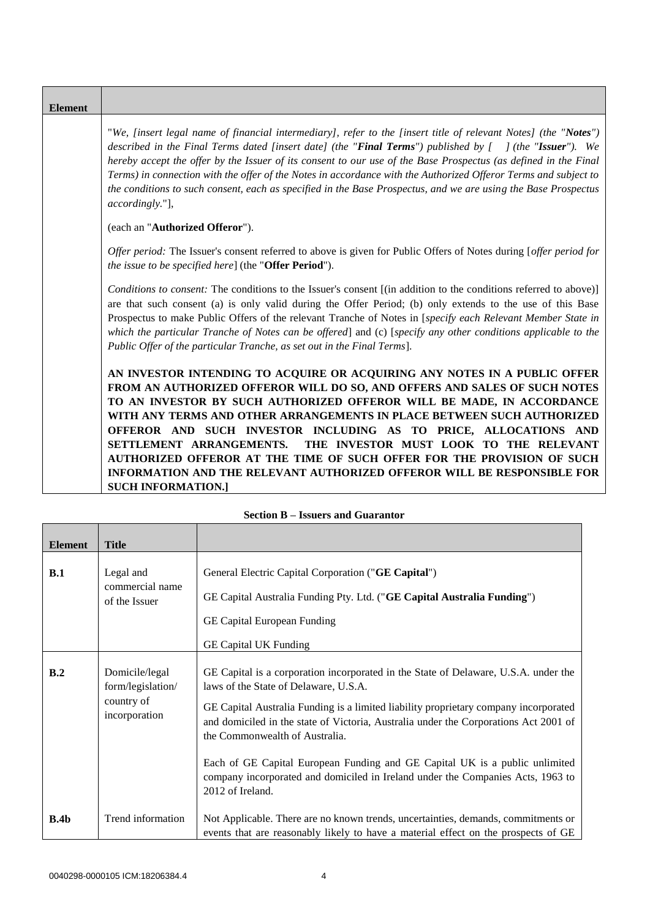| Element | |
|---|---|
| | "*We, [insert legal name of financial intermediary], refer to the [insert title of relevant Notes] (the "**Notes**") described in the Final Terms dated [insert date] (the "**Final Terms**") published by [ ] (the "**Issuer**"). We hereby accept the offer by the Issuer of its consent to our use of the Base Prospectus (as defined in the Final Terms) in connection with the offer of the Notes in accordance with the Authorized Offeror Terms and subject to the conditions to such consent, each as specified in the Base Prospectus, and we are using the Base Prospectus accordingly.*"],<br><br>(each an "**Authorized Offeror**").<br><br>*Offer period:* The Issuer's consent referred to above is given for Public Offers of Notes during [*offer period for the issue to be specified here*] (the "**Offer Period**").<br><br>*Conditions to consent:* The conditions to the Issuer's consent [(in addition to the conditions referred to above)] are that such consent (a) is only valid during the Offer Period; (b) only extends to the use of this Base Prospectus to make Public Offers of the relevant Tranche of Notes in [*specify each Relevant Member State in which the particular Tranche of Notes can be offered*] and (c) [*specify any other conditions applicable to the Public Offer of the particular Tranche, as set out in the Final Terms*].<br><br>**AN INVESTOR INTENDING TO ACQUIRE OR ACQUIRING ANY NOTES IN A PUBLIC OFFER FROM AN AUTHORIZED OFFEROR WILL DO SO, AND OFFERS AND SALES OF SUCH NOTES TO AN INVESTOR BY SUCH AUTHORIZED OFFEROR WILL BE MADE, IN ACCORDANCE WITH ANY TERMS AND OTHER ARRANGEMENTS IN PLACE BETWEEN SUCH AUTHORIZED OFFEROR AND SUCH INVESTOR INCLUDING AS TO PRICE, ALLOCATIONS AND SETTLEMENT ARRANGEMENTS. THE INVESTOR MUST LOOK TO THE RELEVANT AUTHORIZED OFFEROR AT THE TIME OF SUCH OFFER FOR THE PROVISION OF SUCH INFORMATION AND THE RELEVANT AUTHORIZED OFFEROR WILL BE RESPONSIBLE FOR SUCH INFORMATION.]** |

**Section B – Issuers and Guarantor**

| Element | Title | |
|---|---|---|
| **B.1** | Legal and commercial name of the Issuer | General Electric Capital Corporation ("**GE Capital**")<br><br>GE Capital Australia Funding Pty. Ltd. ("**GE Capital Australia Funding**")<br><br>GE Capital European Funding<br><br>GE Capital UK Funding |
| **B.2** | Domicile/legal form/legislation/ country of incorporation | GE Capital is a corporation incorporated in the State of Delaware, U.S.A. under the laws of the State of Delaware, U.S.A.<br><br>GE Capital Australia Funding is a limited liability proprietary company incorporated and domiciled in the state of Victoria, Australia under the Corporations Act 2001 of the Commonwealth of Australia.<br><br>Each of GE Capital European Funding and GE Capital UK is a public unlimited company incorporated and domiciled in Ireland under the Companies Acts, 1963 to 2012 of Ireland. |
| **B.4b** | Trend information | Not Applicable. There are no known trends, uncertainties, demands, commitments or events that are reasonably likely to have a material effect on the prospects of GE |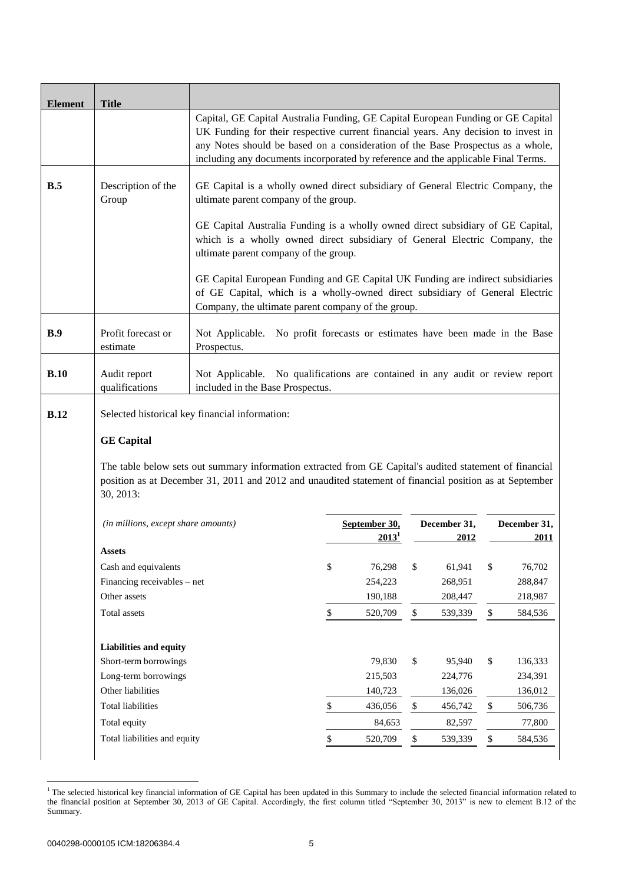| Element | Title | |
|---|---|---|
| | | Capital, GE Capital Australia Funding, GE Capital European Funding or GE Capital UK Funding for their respective current financial years. Any decision to invest in any Notes should be based on a consideration of the Base Prospectus as a whole, including any documents incorporated by reference and the applicable Final Terms. |
| **B.5** | Description of the Group | GE Capital is a wholly owned direct subsidiary of General Electric Company, the ultimate parent company of the group.<br><br>GE Capital Australia Funding is a wholly owned direct subsidiary of GE Capital, which is a wholly owned direct subsidiary of General Electric Company, the ultimate parent company of the group.<br><br>GE Capital European Funding and GE Capital UK Funding are indirect subsidiaries of GE Capital, which is a wholly-owned direct subsidiary of General Electric Company, the ultimate parent company of the group. |
| **B.9** | Profit forecast or estimate | Not Applicable. No profit forecasts or estimates have been made in the Base Prospectus. |
| **B.10** | Audit report qualifications | Not Applicable. No qualifications are contained in any audit or review report included in the Base Prospectus. |

**B.12** Selected historical key financial information:

**GE Capital**

The table below sets out summary information extracted from GE Capital's audited statement of financial position as at December 31, 2011 and 2012 and unaudited statement of financial position as at September 30, 2013:

| *(in millions, except share amounts)* | September 30, 2013[1] | December 31, 2012 | December 31, 2011 |
|---|---|---|---|
| **Assets** | | | |
| Cash and equivalents | $ 76,298 | $ 61,941 | $ 76,702 |
| Financing receivables – net | 254,223 | 268,951 | 288,847 |
| Other assets | 190,188 | 208,447 | 218,987 |
| Total assets | $ 520,709 | $ 539,339 | $ 584,536 |
| | | | |
| **Liabilities and equity** | | | |
| Short-term borrowings | 79,830 | $ 95,940 | $ 136,333 |
| Long-term borrowings | 215,503 | 224,776 | 234,391 |
| Other liabilities | 140,723 | 136,026 | 136,012 |
| Total liabilities | $ 436,056 | $ 456,742 | $ 506,736 |
| Total equity | 84,653 | 82,597 | 77,800 |
| Total liabilities and equity | $ 520,709 | $ 539,339 | $ 584,536 |

[1] The selected historical key financial information of GE Capital has been updated in this Summary to include the selected financial information related to the financial position at September 30, 2013 of GE Capital. Accordingly, the first column titled "September 30, 2013" is new to element B.12 of the Summary.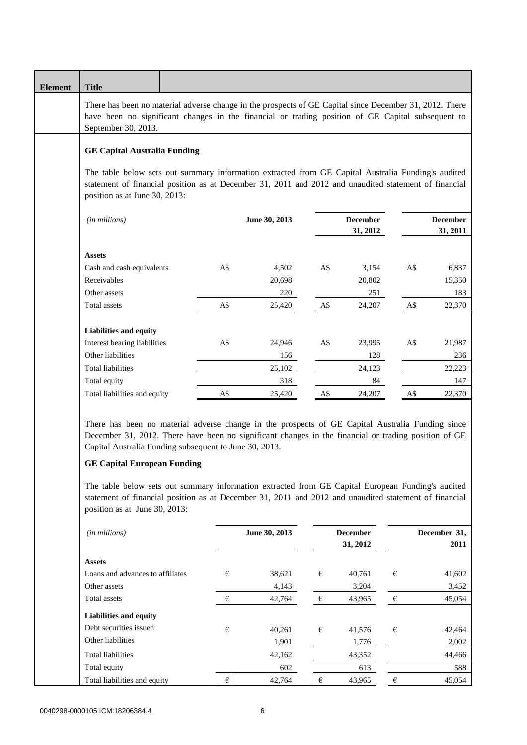| Element | Title |
|---|---|
| | There has been no material adverse change in the prospects of GE Capital since December 31, 2012. There have been no significant changes in the financial or trading position of GE Capital subsequent to September 30, 2013. |

**GE Capital Australia Funding**

The table below sets out summary information extracted from GE Capital Australia Funding's audited statement of financial position as at December 31, 2011 and 2012 and unaudited statement of financial position as at June 30, 2013:

| *(in millions)* | June 30, 2013 | December 31, 2012 | December 31, 2011 |
|---|---|---|---|
| **Assets** | | | |
| Cash and cash equivalents | A$ 4,502 | A$ 3,154 | A$ 6,837 |
| Receivables | 20,698 | 20,802 | 15,350 |
| Other assets | 220 | 251 | 183 |
| Total assets | A$ 25,420 | A$ 24,207 | A$ 22,370 |
| **Liabilities and equity** | | | |
| Interest bearing liabilities | A$ 24,946 | A$ 23,995 | A$ 21,987 |
| Other liabilities | 156 | 128 | 236 |
| Total liabilities | 25,102 | 24,123 | 22,223 |
| Total equity | 318 | 84 | 147 |
| Total liabilities and equity | A$ 25,420 | A$ 24,207 | A$ 22,370 |

There has been no material adverse change in the prospects of GE Capital Australia Funding since December 31, 2012. There have been no significant changes in the financial or trading position of GE Capital Australia Funding subsequent to June 30, 2013.

**GE Capital European Funding**

The table below sets out summary information extracted from GE Capital European Funding's audited statement of financial position as at December 31, 2011 and 2012 and unaudited statement of financial position as at June 30, 2013:

| *(in millions)* | June 30, 2013 | December 31, 2012 | December 31, 2011 |
|---|---|---|---|
| **Assets** | | | |
| Loans and advances to affiliates | € 38,621 | € 40,761 | € 41,602 |
| Other assets | 4,143 | 3,204 | 3,452 |
| Total assets | € 42,764 | € 43,965 | € 45,054 |
| **Liabilities and equity** | | | |
| Debt securities issued | € 40,261 | € 41,576 | € 42,464 |
| Other liabilities | 1,901 | 1,776 | 2,002 |
| Total liabilities | 42,162 | 43,352 | 44,466 |
| Total equity | 602 | 613 | 588 |
| Total liabilities and equity | € 42,764 | € 43,965 | € 45,054 |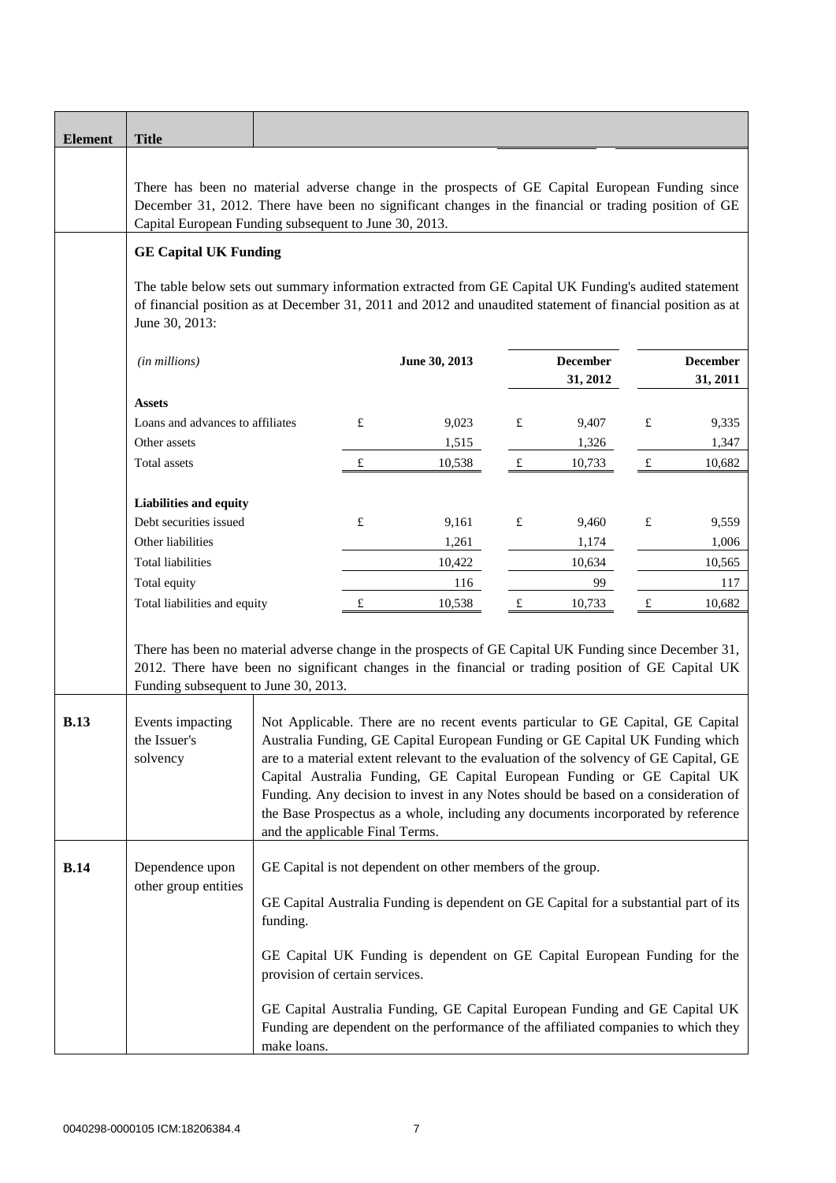| Element | Title | |
|---|---|---|
| | There has been no material adverse change in the prospects of GE Capital European Funding since December 31, 2012. There have been no significant changes in the financial or trading position of GE Capital European Funding subsequent to June 30, 2013. | |
| | **GE Capital UK Funding**<br><br>The table below sets out summary information extracted from GE Capital UK Funding's audited statement of financial position as at December 31, 2011 and 2012 and unaudited statement of financial position as at June 30, 2013: | |

| *(in millions)* | | June 30, 2013 | | December 31, 2012 | | December 31, 2011 |
|---|---|---|---|---|---|---|
| **Assets** | | | | | | |
| Loans and advances to affiliates | £ | 9,023 | £ | 9,407 | £ | 9,335 |
| Other assets | | 1,515 | | 1,326 | | 1,347 |
| Total assets | £ | 10,538 | £ | 10,733 | £ | 10,682 |
| **Liabilities and equity** | | | | | | |
| Debt securities issued | £ | 9,161 | £ | 9,460 | £ | 9,559 |
| Other liabilities | | 1,261 | | 1,174 | | 1,006 |
| Total liabilities | | 10,422 | | 10,634 | | 10,565 |
| Total equity | | 116 | | 99 | | 117 |
| Total liabilities and equity | £ | 10,538 | £ | 10,733 | £ | 10,682 |

There has been no material adverse change in the prospects of GE Capital UK Funding since December 31, 2012. There have been no significant changes in the financial or trading position of GE Capital UK Funding subsequent to June 30, 2013.

| Element | Title | |
|---|---|---|
| **B.13** | Events impacting the Issuer's solvency | Not Applicable. There are no recent events particular to GE Capital, GE Capital Australia Funding, GE Capital European Funding or GE Capital UK Funding which are to a material extent relevant to the evaluation of the solvency of GE Capital, GE Capital Australia Funding, GE Capital European Funding or GE Capital UK Funding. Any decision to invest in any Notes should be based on a consideration of the Base Prospectus as a whole, including any documents incorporated by reference and the applicable Final Terms. |
| **B.14** | Dependence upon other group entities | GE Capital is not dependent on other members of the group.<br><br>GE Capital Australia Funding is dependent on GE Capital for a substantial part of its funding.<br><br>GE Capital UK Funding is dependent on GE Capital European Funding for the provision of certain services.<br><br>GE Capital Australia Funding, GE Capital European Funding and GE Capital UK Funding are dependent on the performance of the affiliated companies to which they make loans. |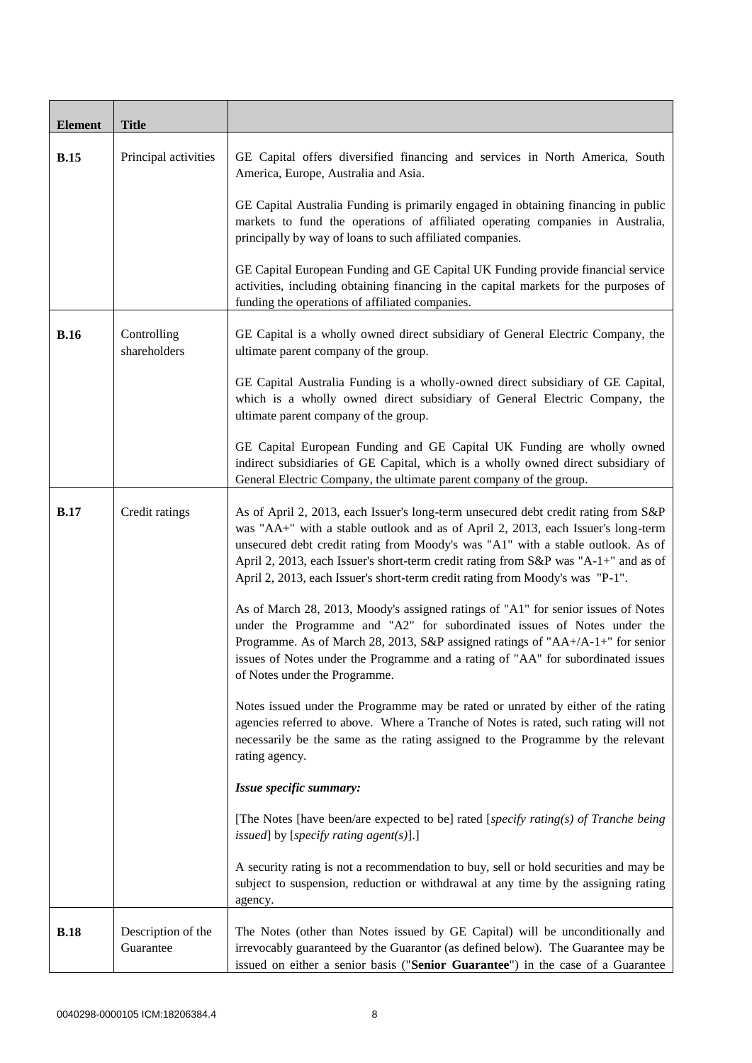| **Element** | **Title** | |
|---|---|---|
| **B.15** | Principal activities | GE Capital offers diversified financing and services in North America, South America, Europe, Australia and Asia.<br><br>GE Capital Australia Funding is primarily engaged in obtaining financing in public markets to fund the operations of affiliated operating companies in Australia, principally by way of loans to such affiliated companies.<br><br>GE Capital European Funding and GE Capital UK Funding provide financial service activities, including obtaining financing in the capital markets for the purposes of funding the operations of affiliated companies. |
| **B.16** | Controlling shareholders | GE Capital is a wholly owned direct subsidiary of General Electric Company, the ultimate parent company of the group.<br><br>GE Capital Australia Funding is a wholly-owned direct subsidiary of GE Capital, which is a wholly owned direct subsidiary of General Electric Company, the ultimate parent company of the group.<br><br>GE Capital European Funding and GE Capital UK Funding are wholly owned indirect subsidiaries of GE Capital, which is a wholly owned direct subsidiary of General Electric Company, the ultimate parent company of the group. |
| **B.17** | Credit ratings | As of April 2, 2013, each Issuer's long-term unsecured debt credit rating from S&P was "AA+" with a stable outlook and as of April 2, 2013, each Issuer's long-term unsecured debt credit rating from Moody's was "A1" with a stable outlook. As of April 2, 2013, each Issuer's short-term credit rating from S&P was "A-1+" and as of April 2, 2013, each Issuer's short-term credit rating from Moody's was "P-1".<br><br>As of March 28, 2013, Moody's assigned ratings of "A1" for senior issues of Notes under the Programme and "A2" for subordinated issues of Notes under the Programme. As of March 28, 2013, S&P assigned ratings of "AA+/A-1+" for senior issues of Notes under the Programme and a rating of "AA" for subordinated issues of Notes under the Programme.<br><br>Notes issued under the Programme may be rated or unrated by either of the rating agencies referred to above. Where a Tranche of Notes is rated, such rating will not necessarily be the same as the rating assigned to the Programme by the relevant rating agency.<br><br>***Issue specific summary:***<br><br>[The Notes [have been/are expected to be] rated [*specify rating(s) of Tranche being issued*] by [*specify rating agent(s)*].]<br><br>A security rating is not a recommendation to buy, sell or hold securities and may be subject to suspension, reduction or withdrawal at any time by the assigning rating agency. |
| **B.18** | Description of the Guarantee | The Notes (other than Notes issued by GE Capital) will be unconditionally and irrevocably guaranteed by the Guarantor (as defined below). The Guarantee may be issued on either a senior basis ("**Senior Guarantee**") in the case of a Guarantee |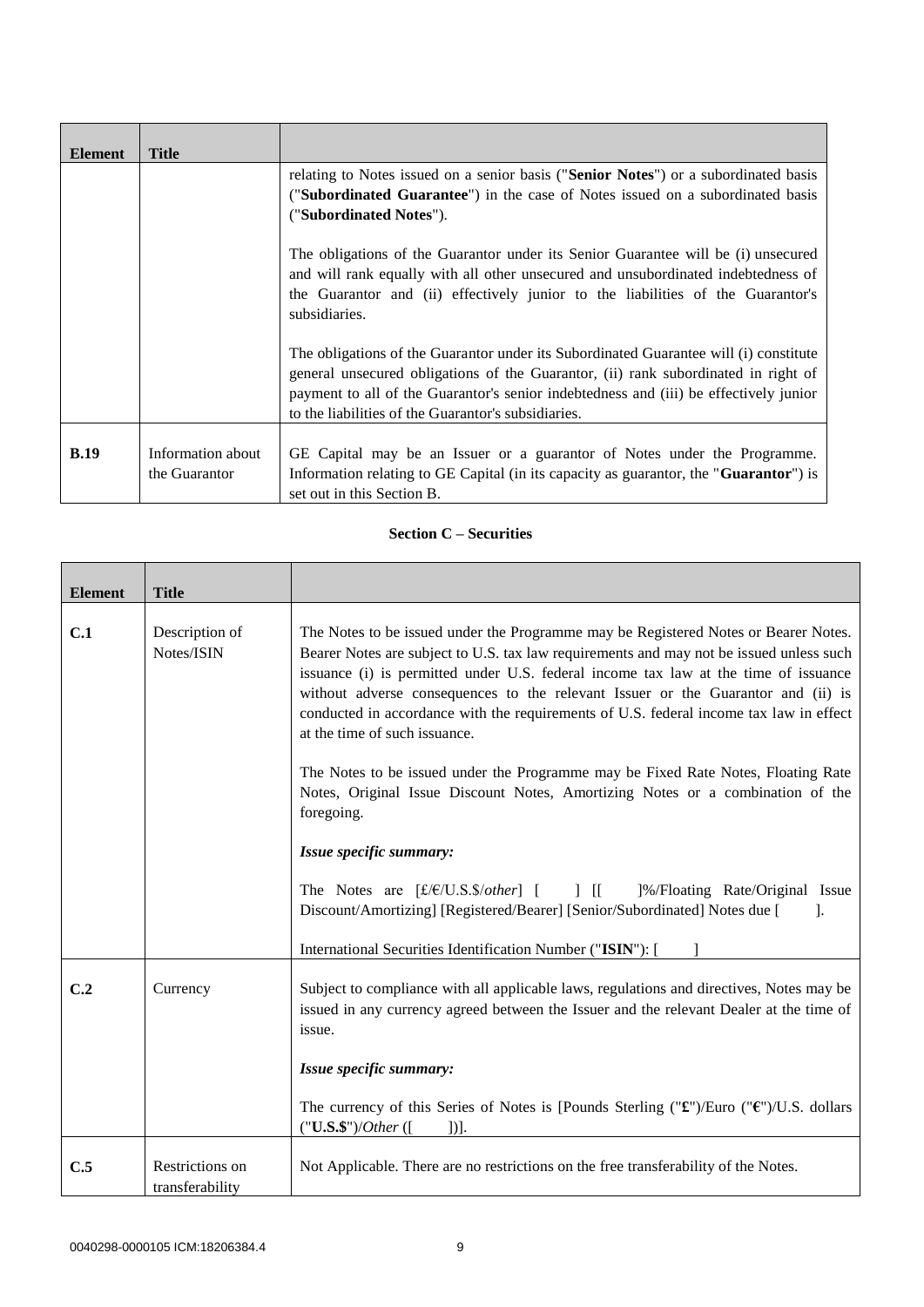| Element | Title | |
|---|---|---|
| | | relating to Notes issued on a senior basis ("**Senior Notes**") or a subordinated basis ("**Subordinated Guarantee**") in the case of Notes issued on a subordinated basis ("**Subordinated Notes**").<br><br>The obligations of the Guarantor under its Senior Guarantee will be (i) unsecured and will rank equally with all other unsecured and unsubordinated indebtedness of the Guarantor and (ii) effectively junior to the liabilities of the Guarantor's subsidiaries.<br><br>The obligations of the Guarantor under its Subordinated Guarantee will (i) constitute general unsecured obligations of the Guarantor, (ii) rank subordinated in right of payment to all of the Guarantor's senior indebtedness and (iii) be effectively junior to the liabilities of the Guarantor's subsidiaries. |
| **B.19** | Information about the Guarantor | GE Capital may be an Issuer or a guarantor of Notes under the Programme. Information relating to GE Capital (in its capacity as guarantor, the "**Guarantor**") is set out in this Section B. |

**Section C – Securities**

| Element | Title | |
|---|---|---|
| **C.1** | Description of Notes/ISIN | The Notes to be issued under the Programme may be Registered Notes or Bearer Notes. Bearer Notes are subject to U.S. tax law requirements and may not be issued unless such issuance (i) is permitted under U.S. federal income tax law at the time of issuance without adverse consequences to the relevant Issuer or the Guarantor and (ii) is conducted in accordance with the requirements of U.S. federal income tax law in effect at the time of such issuance.<br><br>The Notes to be issued under the Programme may be Fixed Rate Notes, Floating Rate Notes, Original Issue Discount Notes, Amortizing Notes or a combination of the foregoing.<br><br>***Issue specific summary:***<br><br>The Notes are [£/€/U.S.$/*other*] [ ] [[ ]%/Floating Rate/Original Issue Discount/Amortizing] [Registered/Bearer] [Senior/Subordinated] Notes due [ ].<br><br>International Securities Identification Number ("**ISIN**"): [ ] |
| **C.2** | Currency | Subject to compliance with all applicable laws, regulations and directives, Notes may be issued in any currency agreed between the Issuer and the relevant Dealer at the time of issue.<br><br>***Issue specific summary:***<br><br>The currency of this Series of Notes is [Pounds Sterling ("**£**")/Euro ("**€**")/U.S. dollars ("**U.S.$**")/*Other* ([ ])]. |
| **C.5** | Restrictions on transferability | Not Applicable. There are no restrictions on the free transferability of the Notes. |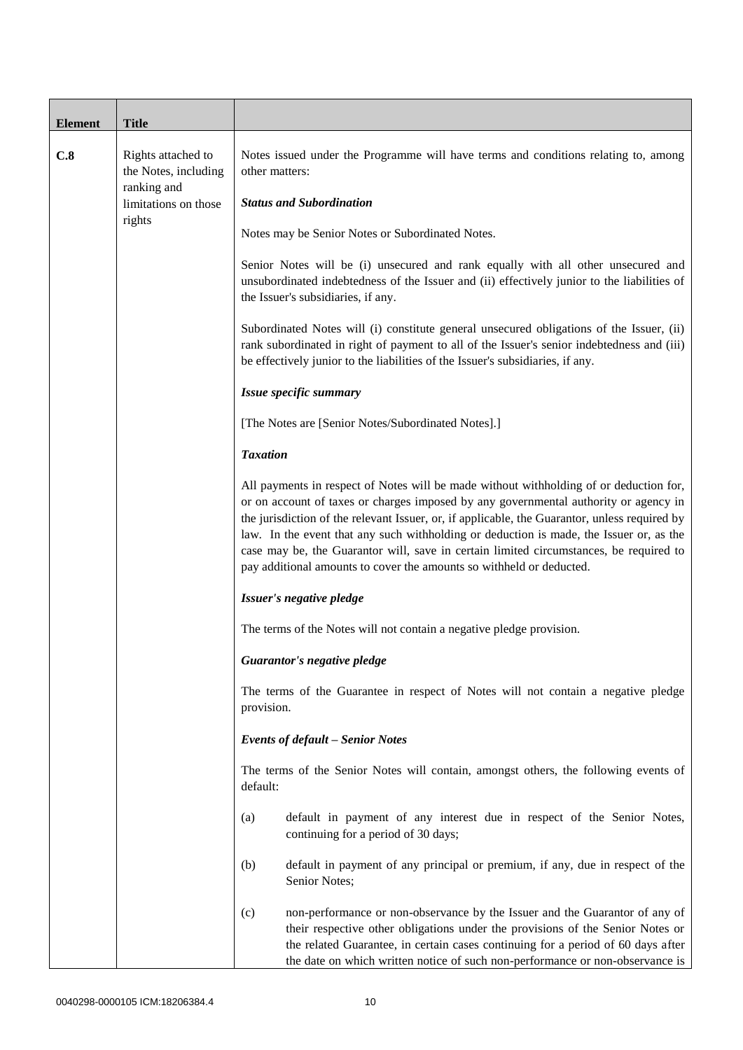| Element | Title | |
|---|---|---|
| C.8 | Rights attached to the Notes, including ranking and limitations on those rights | Notes issued under the Programme will have terms and conditions relating to, among other matters:<br><br>***Status and Subordination***<br><br>Notes may be Senior Notes or Subordinated Notes.<br><br>Senior Notes will be (i) unsecured and rank equally with all other unsecured and unsubordinated indebtedness of the Issuer and (ii) effectively junior to the liabilities of the Issuer's subsidiaries, if any.<br><br>Subordinated Notes will (i) constitute general unsecured obligations of the Issuer, (ii) rank subordinated in right of payment to all of the Issuer's senior indebtedness and (iii) be effectively junior to the liabilities of the Issuer's subsidiaries, if any.<br><br>***Issue specific summary***<br><br>[The Notes are [Senior Notes/Subordinated Notes].]<br><br>***Taxation***<br><br>All payments in respect of Notes will be made without withholding of or deduction for, or on account of taxes or charges imposed by any governmental authority or agency in the jurisdiction of the relevant Issuer, or, if applicable, the Guarantor, unless required by law. In the event that any such withholding or deduction is made, the Issuer or, as the case may be, the Guarantor will, save in certain limited circumstances, be required to pay additional amounts to cover the amounts so withheld or deducted.<br><br>***Issuer's negative pledge***<br><br>The terms of the Notes will not contain a negative pledge provision.<br><br>***Guarantor's negative pledge***<br><br>The terms of the Guarantee in respect of Notes will not contain a negative pledge provision.<br><br>***Events of default – Senior Notes***<br><br>The terms of the Senior Notes will contain, amongst others, the following events of default:<br><br>(a) default in payment of any interest due in respect of the Senior Notes, continuing for a period of 30 days;<br><br>(b) default in payment of any principal or premium, if any, due in respect of the Senior Notes;<br><br>(c) non-performance or non-observance by the Issuer and the Guarantor of any of their respective other obligations under the provisions of the Senior Notes or the related Guarantee, in certain cases continuing for a period of 60 days after the date on which written notice of such non-performance or non-observance is |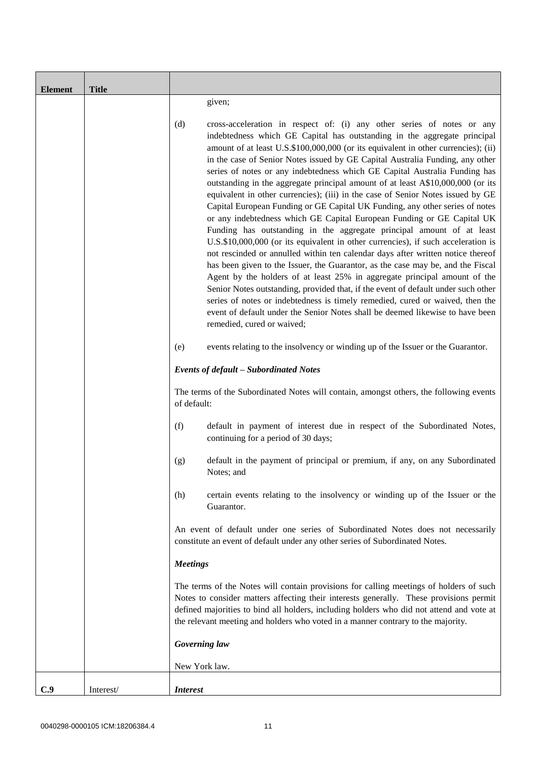| Element | Title | |
|---|---|---|
| | | given;<br><br>(d) cross-acceleration in respect of: (i) any other series of notes or any indebtedness which GE Capital has outstanding in the aggregate principal amount of at least U.S.$100,000,000 (or its equivalent in other currencies); (ii) in the case of Senior Notes issued by GE Capital Australia Funding, any other series of notes or any indebtedness which GE Capital Australia Funding has outstanding in the aggregate principal amount of at least A$10,000,000 (or its equivalent in other currencies); (iii) in the case of Senior Notes issued by GE Capital European Funding or GE Capital UK Funding, any other series of notes or any indebtedness which GE Capital European Funding or GE Capital UK Funding has outstanding in the aggregate principal amount of at least U.S.$10,000,000 (or its equivalent in other currencies), if such acceleration is not rescinded or annulled within ten calendar days after written notice thereof has been given to the Issuer, the Guarantor, as the case may be, and the Fiscal Agent by the holders of at least 25% in aggregate principal amount of the Senior Notes outstanding, provided that, if the event of default under such other series of notes or indebtedness is timely remedied, cured or waived, then the event of default under the Senior Notes shall be deemed likewise to have been remedied, cured or waived;<br><br>(e) events relating to the insolvency or winding up of the Issuer or the Guarantor.<br><br>***Events of default – Subordinated Notes***<br><br>The terms of the Subordinated Notes will contain, amongst others, the following events of default:<br><br>(f) default in payment of interest due in respect of the Subordinated Notes, continuing for a period of 30 days;<br><br>(g) default in the payment of principal or premium, if any, on any Subordinated Notes; and<br><br>(h) certain events relating to the insolvency or winding up of the Issuer or the Guarantor.<br><br>An event of default under one series of Subordinated Notes does not necessarily constitute an event of default under any other series of Subordinated Notes.<br><br>***Meetings***<br><br>The terms of the Notes will contain provisions for calling meetings of holders of such Notes to consider matters affecting their interests generally. These provisions permit defined majorities to bind all holders, including holders who did not attend and vote at the relevant meeting and holders who voted in a manner contrary to the majority.<br><br>***Governing law***<br><br>New York law. |
| **C.9** | Interest/ | ***Interest*** |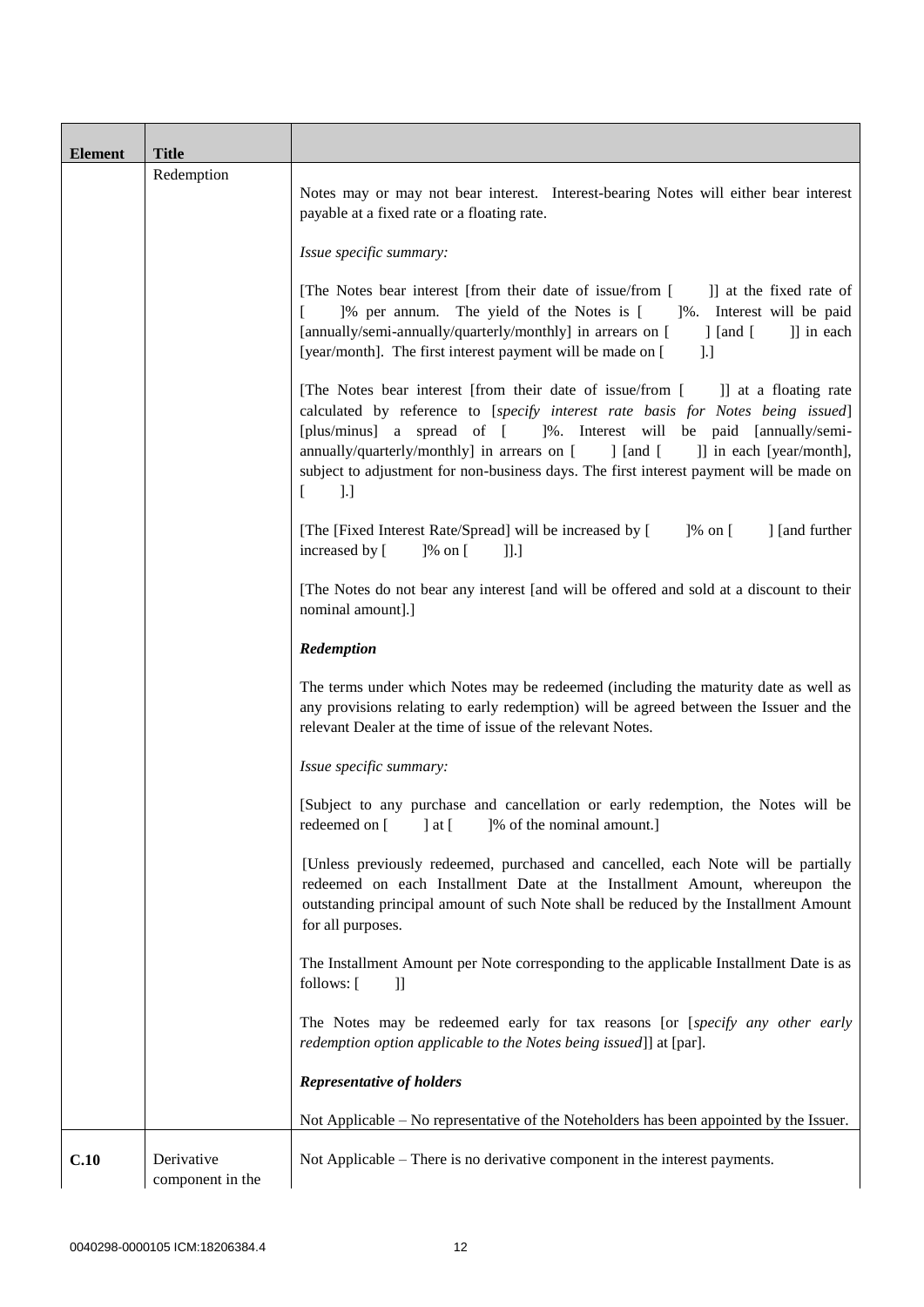| Element | Title | |
|---|---|---|
| | Redemption | Notes may or may not bear interest. Interest-bearing Notes will either bear interest payable at a fixed rate or a floating rate.<br><br>*Issue specific summary:*<br><br>[The Notes bear interest [from their date of issue/from [ ]] at the fixed rate of [ ]% per annum. The yield of the Notes is [ ]%. Interest will be paid [annually/semi-annually/quarterly/monthly] in arrears on [ ] [and [ ]] in each [year/month]. The first interest payment will be made on [ ].]<br><br>[The Notes bear interest [from their date of issue/from [ ]] at a floating rate calculated by reference to [*specify interest rate basis for Notes being issued*] [plus/minus] a spread of [ ]%. Interest will be paid [annually/semi-annually/quarterly/monthly] in arrears on [ ] [and [ ]] in each [year/month], subject to adjustment for non-business days. The first interest payment will be made on [ ].]<br><br>[The [Fixed Interest Rate/Spread] will be increased by [ ]% on [ ] [and further increased by [ ]% on [ ]].]<br><br>[The Notes do not bear any interest [and will be offered and sold at a discount to their nominal amount].]<br><br>***Redemption***<br><br>The terms under which Notes may be redeemed (including the maturity date as well as any provisions relating to early redemption) will be agreed between the Issuer and the relevant Dealer at the time of issue of the relevant Notes.<br><br>*Issue specific summary:*<br><br>[Subject to any purchase and cancellation or early redemption, the Notes will be redeemed on [ ] at [ ]% of the nominal amount.]<br><br>[Unless previously redeemed, purchased and cancelled, each Note will be partially redeemed on each Installment Date at the Installment Amount, whereupon the outstanding principal amount of such Note shall be reduced by the Installment Amount for all purposes.<br><br>The Installment Amount per Note corresponding to the applicable Installment Date is as follows: [ ]]<br><br>The Notes may be redeemed early for tax reasons [or [*specify any other early redemption option applicable to the Notes being issued*]] at [par].<br><br>***Representative of holders***<br><br>Not Applicable – No representative of the Noteholders has been appointed by the Issuer. |
| C.10 | Derivative component in the | Not Applicable – There is no derivative component in the interest payments. |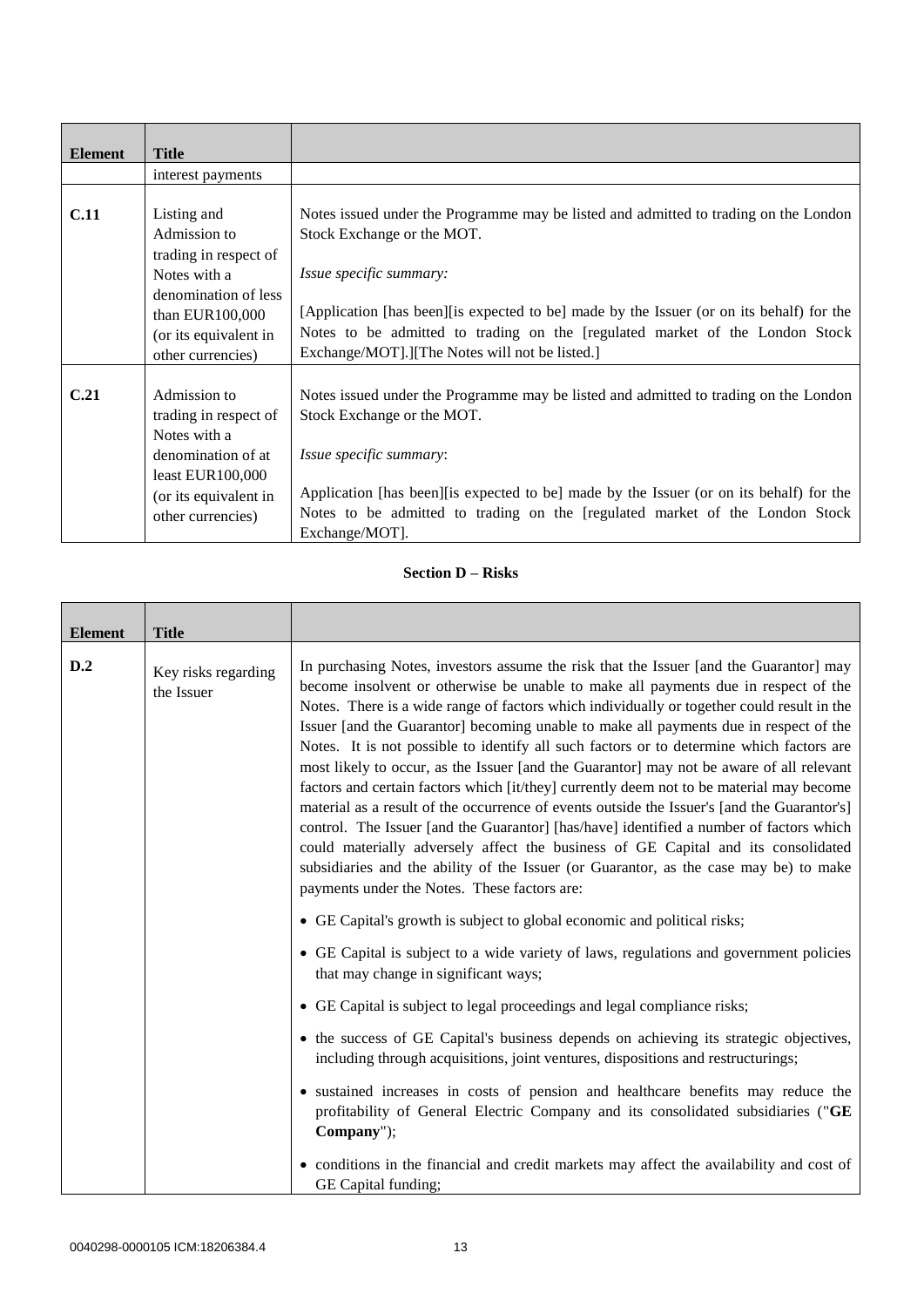| Element | Title | |
|---|---|---|
| | interest payments | |
| **C.11** | Listing and Admission to trading in respect of Notes with a denomination of less than EUR100,000 (or its equivalent in other currencies) | Notes issued under the Programme may be listed and admitted to trading on the London Stock Exchange or the MOT.<br><br>*Issue specific summary:*<br><br>[Application [has been][is expected to be] made by the Issuer (or on its behalf) for the Notes to be admitted to trading on the [regulated market of the London Stock Exchange/MOT].][The Notes will not be listed.] |
| **C.21** | Admission to trading in respect of Notes with a denomination of at least EUR100,000 (or its equivalent in other currencies) | Notes issued under the Programme may be listed and admitted to trading on the London Stock Exchange or the MOT.<br><br>*Issue specific summary*:<br><br>Application [has been][is expected to be] made by the Issuer (or on its behalf) for the Notes to be admitted to trading on the [regulated market of the London Stock Exchange/MOT]. |

## Section D – Risks

| Element | Title | |
|---|---|---|
| **D.2** | Key risks regarding the Issuer | In purchasing Notes, investors assume the risk that the Issuer [and the Guarantor] may become insolvent or otherwise be unable to make all payments due in respect of the Notes. There is a wide range of factors which individually or together could result in the Issuer [and the Guarantor] becoming unable to make all payments due in respect of the Notes. It is not possible to identify all such factors or to determine which factors are most likely to occur, as the Issuer [and the Guarantor] may not be aware of all relevant factors and certain factors which [it/they] currently deem not to be material may become material as a result of the occurrence of events outside the Issuer's [and the Guarantor's] control. The Issuer [and the Guarantor] [has/have] identified a number of factors which could materially adversely affect the business of GE Capital and its consolidated subsidiaries and the ability of the Issuer (or Guarantor, as the case may be) to make payments under the Notes. These factors are:<br><br>• GE Capital's growth is subject to global economic and political risks;<br><br>• GE Capital is subject to a wide variety of laws, regulations and government policies that may change in significant ways;<br><br>• GE Capital is subject to legal proceedings and legal compliance risks;<br><br>• the success of GE Capital's business depends on achieving its strategic objectives, including through acquisitions, joint ventures, dispositions and restructurings;<br><br>• sustained increases in costs of pension and healthcare benefits may reduce the profitability of General Electric Company and its consolidated subsidiaries ("**GE Company**");<br><br>• conditions in the financial and credit markets may affect the availability and cost of GE Capital funding; |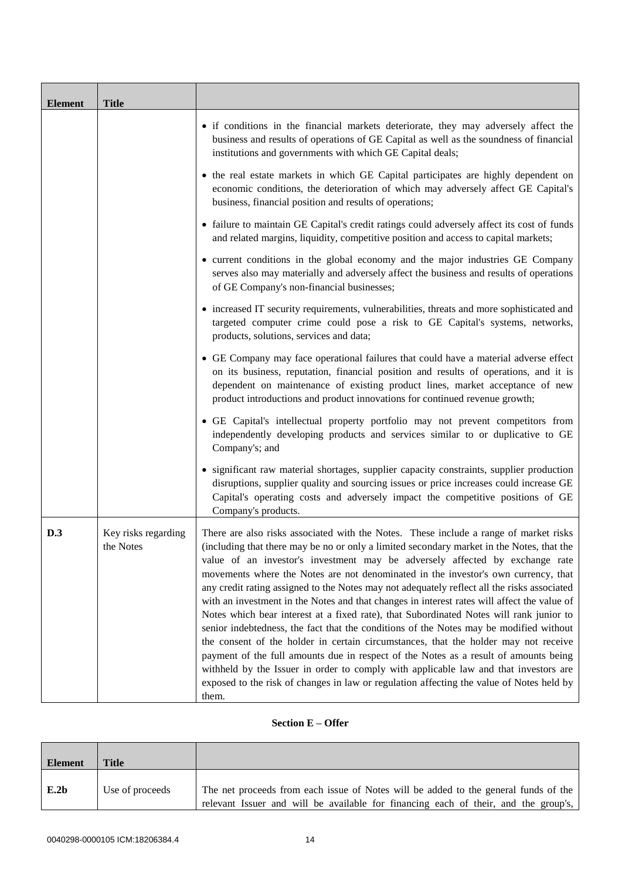| Element | Title | |
|---|---|---|
| | | • if conditions in the financial markets deteriorate, they may adversely affect the business and results of operations of GE Capital as well as the soundness of financial institutions and governments with which GE Capital deals;<br><br>• the real estate markets in which GE Capital participates are highly dependent on economic conditions, the deterioration of which may adversely affect GE Capital's business, financial position and results of operations;<br><br>• failure to maintain GE Capital's credit ratings could adversely affect its cost of funds and related margins, liquidity, competitive position and access to capital markets;<br><br>• current conditions in the global economy and the major industries GE Company serves also may materially and adversely affect the business and results of operations of GE Company's non-financial businesses;<br><br>• increased IT security requirements, vulnerabilities, threats and more sophisticated and targeted computer crime could pose a risk to GE Capital's systems, networks, products, solutions, services and data;<br><br>• GE Company may face operational failures that could have a material adverse effect on its business, reputation, financial position and results of operations, and it is dependent on maintenance of existing product lines, market acceptance of new product introductions and product innovations for continued revenue growth;<br><br>• GE Capital's intellectual property portfolio may not prevent competitors from independently developing products and services similar to or duplicative to GE Company's; and<br><br>• significant raw material shortages, supplier capacity constraints, supplier production disruptions, supplier quality and sourcing issues or price increases could increase GE Capital's operating costs and adversely impact the competitive positions of GE Company's products. |
| **D.3** | Key risks regarding the Notes | There are also risks associated with the Notes. These include a range of market risks (including that there may be no or only a limited secondary market in the Notes, that the value of an investor's investment may be adversely affected by exchange rate movements where the Notes are not denominated in the investor's own currency, that any credit rating assigned to the Notes may not adequately reflect all the risks associated with an investment in the Notes and that changes in interest rates will affect the value of Notes which bear interest at a fixed rate), that Subordinated Notes will rank junior to senior indebtedness, the fact that the conditions of the Notes may be modified without the consent of the holder in certain circumstances, that the holder may not receive payment of the full amounts due in respect of the Notes as a result of amounts being withheld by the Issuer in order to comply with applicable law and that investors are exposed to the risk of changes in law or regulation affecting the value of Notes held by them. |

**Section E – Offer**

| Element | Title | |
|---|---|---|
| **E.2b** | Use of proceeds | The net proceeds from each issue of Notes will be added to the general funds of the relevant Issuer and will be available for financing each of their, and the group's, |

0040298-0000105 ICM:18206384.4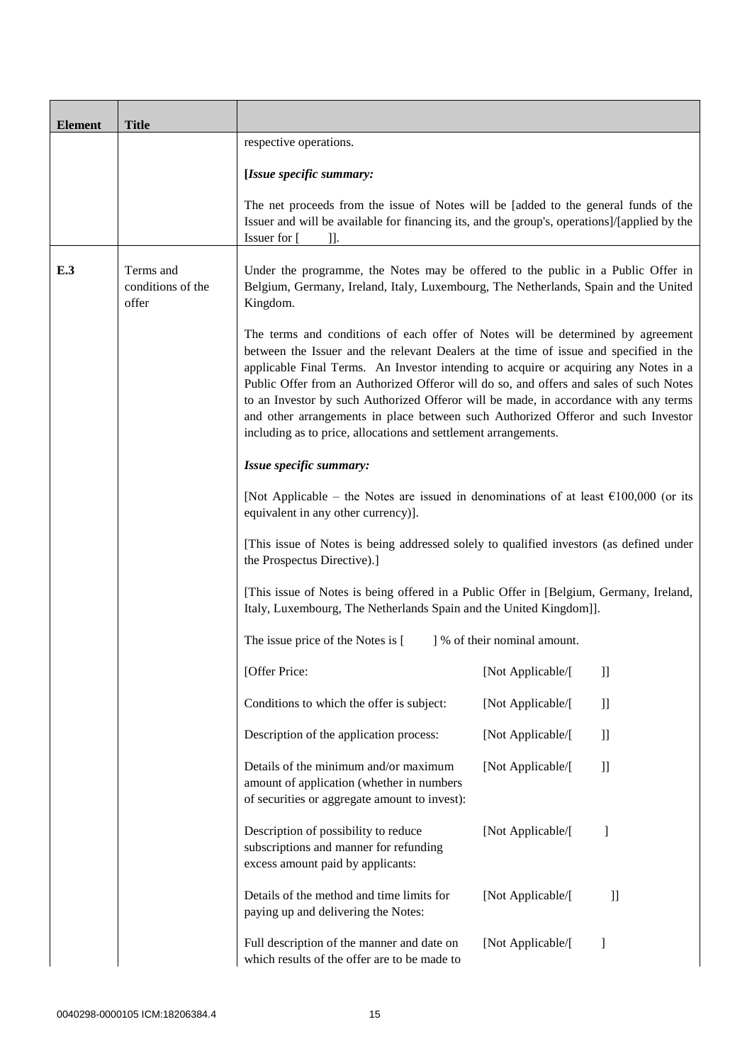| Element | Title | |
|---|---|---|
| | | respective operations.<br><br>**[*Issue specific summary:***<br><br>The net proceeds from the issue of Notes will be [added to the general funds of the Issuer and will be available for financing its, and the group's, operations]/[applied by the Issuer for [ ]]. |
| **E.3** | Terms and conditions of the offer | Under the programme, the Notes may be offered to the public in a Public Offer in Belgium, Germany, Ireland, Italy, Luxembourg, The Netherlands, Spain and the United Kingdom.<br><br>The terms and conditions of each offer of Notes will be determined by agreement between the Issuer and the relevant Dealers at the time of issue and specified in the applicable Final Terms. An Investor intending to acquire or acquiring any Notes in a Public Offer from an Authorized Offeror will do so, and offers and sales of such Notes to an Investor by such Authorized Offeror will be made, in accordance with any terms and other arrangements in place between such Authorized Offeror and such Investor including as to price, allocations and settlement arrangements.<br><br>***Issue specific summary:***<br><br>[Not Applicable – the Notes are issued in denominations of at least €100,000 (or its equivalent in any other currency)].<br><br>[This issue of Notes is being addressed solely to qualified investors (as defined under the Prospectus Directive).]<br><br>[This issue of Notes is being offered in a Public Offer in [Belgium, Germany, Ireland, Italy, Luxembourg, The Netherlands Spain and the United Kingdom]].<br><br>The issue price of the Notes is [ ] % of their nominal amount.<br><br>[Offer Price: [Not Applicable/[ ]]<br><br>Conditions to which the offer is subject: [Not Applicable/[ ]]<br><br>Description of the application process: [Not Applicable/[ ]]<br><br>Details of the minimum and/or maximum amount of application (whether in numbers of securities or aggregate amount to invest): [Not Applicable/[ ]]<br><br>Description of possibility to reduce subscriptions and manner for refunding excess amount paid by applicants: [Not Applicable/[ ]<br><br>Details of the method and time limits for paying up and delivering the Notes: [Not Applicable/[ ]]<br><br>Full description of the manner and date on which results of the offer are to be made to [Not Applicable/[ ] |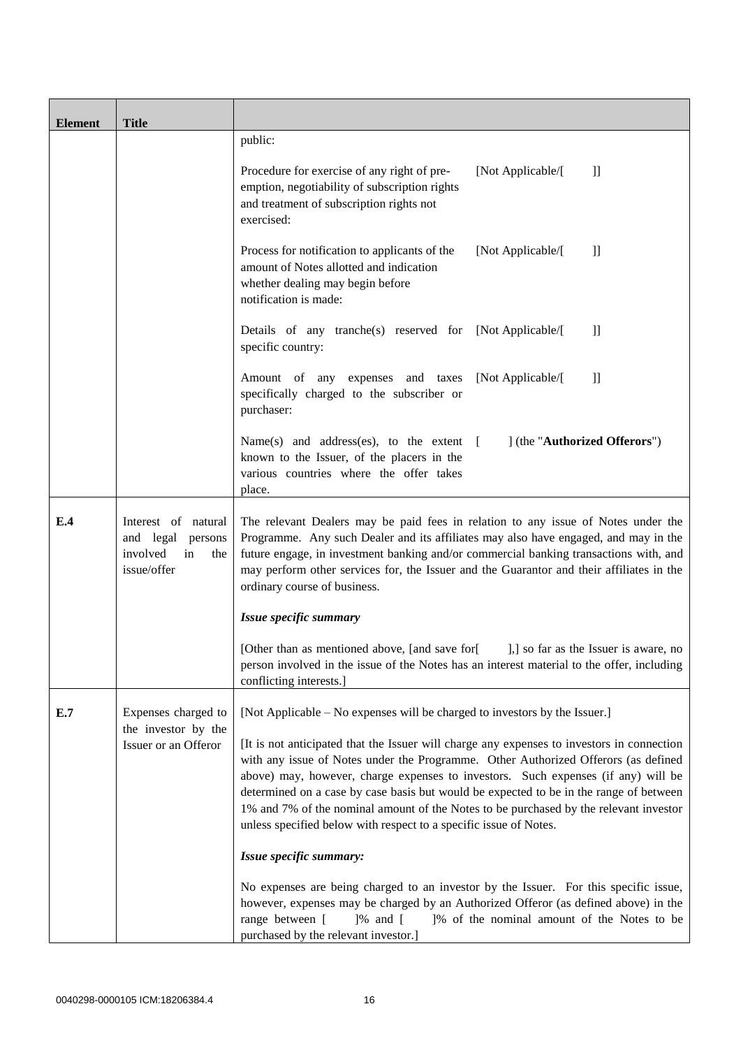| Element | Title | |
|---|---|---|
| | | public:<br><br>Procedure for exercise of any right of pre-emption, negotiability of subscription rights and treatment of subscription rights not exercised: [Not Applicable/[ ]]<br><br>Process for notification to applicants of the amount of Notes allotted and indication whether dealing may begin before notification is made: [Not Applicable/[ ]]<br><br>Details of any tranche(s) reserved for specific country: [Not Applicable/[ ]]<br><br>Amount of any expenses and taxes specifically charged to the subscriber or purchaser: [Not Applicable/[ ]]<br><br>Name(s) and address(es), to the extent known to the Issuer, of the placers in the various countries where the offer takes place. [ ] (the "**Authorized Offerors**") |
| **E.4** | Interest of natural and legal persons involved in the issue/offer | The relevant Dealers may be paid fees in relation to any issue of Notes under the Programme. Any such Dealer and its affiliates may also have engaged, and may in the future engage, in investment banking and/or commercial banking transactions with, and may perform other services for, the Issuer and the Guarantor and their affiliates in the ordinary course of business.<br><br>***Issue specific summary***<br><br>[Other than as mentioned above, [and save for[ ],] so far as the Issuer is aware, no person involved in the issue of the Notes has an interest material to the offer, including conflicting interests.] |
| **E.7** | Expenses charged to the investor by the Issuer or an Offeror | [Not Applicable – No expenses will be charged to investors by the Issuer.]<br><br>[It is not anticipated that the Issuer will charge any expenses to investors in connection with any issue of Notes under the Programme. Other Authorized Offerors (as defined above) may, however, charge expenses to investors. Such expenses (if any) will be determined on a case by case basis but would be expected to be in the range of between 1% and 7% of the nominal amount of the Notes to be purchased by the relevant investor unless specified below with respect to a specific issue of Notes.<br><br>***Issue specific summary:***<br><br>No expenses are being charged to an investor by the Issuer. For this specific issue, however, expenses may be charged by an Authorized Offeror (as defined above) in the range between [ ]% and [ ]% of the nominal amount of the Notes to be purchased by the relevant investor.] |